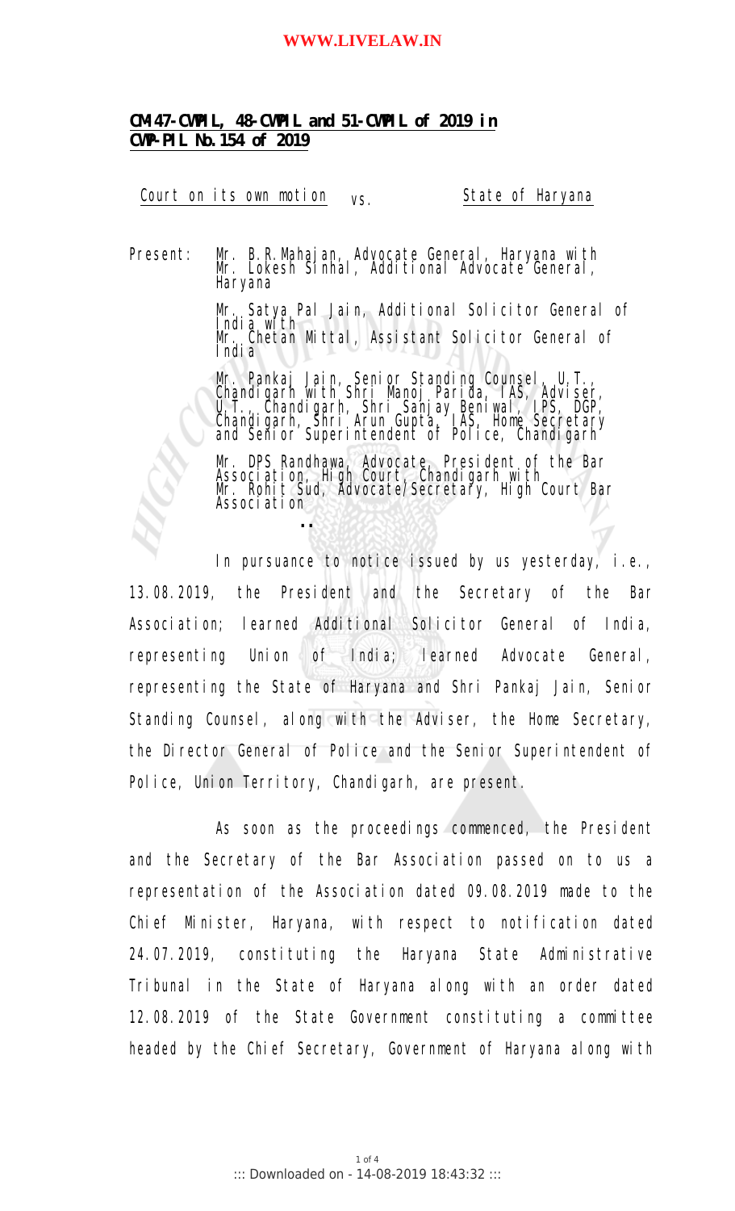**CM-47-CWPIL, 48-CWPIL and 51-CWPIL of 2019 in CWP-PIL No.154 of 2019**

Court on its own motion vs. State of Haryana

Present: Mr. B.R.Mahajan, Advocate General, Haryana with Mr. Lokesh Sinhal, Additional Advocate General, Haryana

Mr. Satya Pal Jain, Additional Solicitor General of India with
Mr. Chetan Mittal, Assistant Solicitor General of India

Mr. Pankaj Jain, Senior Standing Counsel, U.T., Chandigarh with Shri Manoj Parida, IAS, Adviser, U.T., Chandigarh, Shri Sanjay Beniwal, IPS, DGP, Chandigarh, Shri Arun Gupta, IAS, Home Secretary and Senior Superintendent of Police, Chandigarh

Mr. DPS Randhawa, Advocate, President of the Bar Association, High Court, Chandigarh with
Mr. Rohit Sud, Advocate/Secretary, High Court Bar Association

..

In pursuance to notice issued by us yesterday, i.e., 13.08.2019, the President and the Secretary of the Bar Association; learned Additional Solicitor General of India, representing Union of India; learned Advocate General, representing the State of Haryana and Shri Pankaj Jain, Senior Standing Counsel, along with the Adviser, the Home Secretary, the Director General of Police and the Senior Superintendent of Police, Union Territory, Chandigarh, are present.

As soon as the proceedings commenced, the President and the Secretary of the Bar Association passed on to us a representation of the Association dated 09.08.2019 made to the Chief Minister, Haryana, with respect to notification dated 24.07.2019, constituting the Haryana State Administrative Tribunal in the State of Haryana along with an order dated 12.08.2019 of the State Government constituting a committee headed by the Chief Secretary, Government of Haryana along with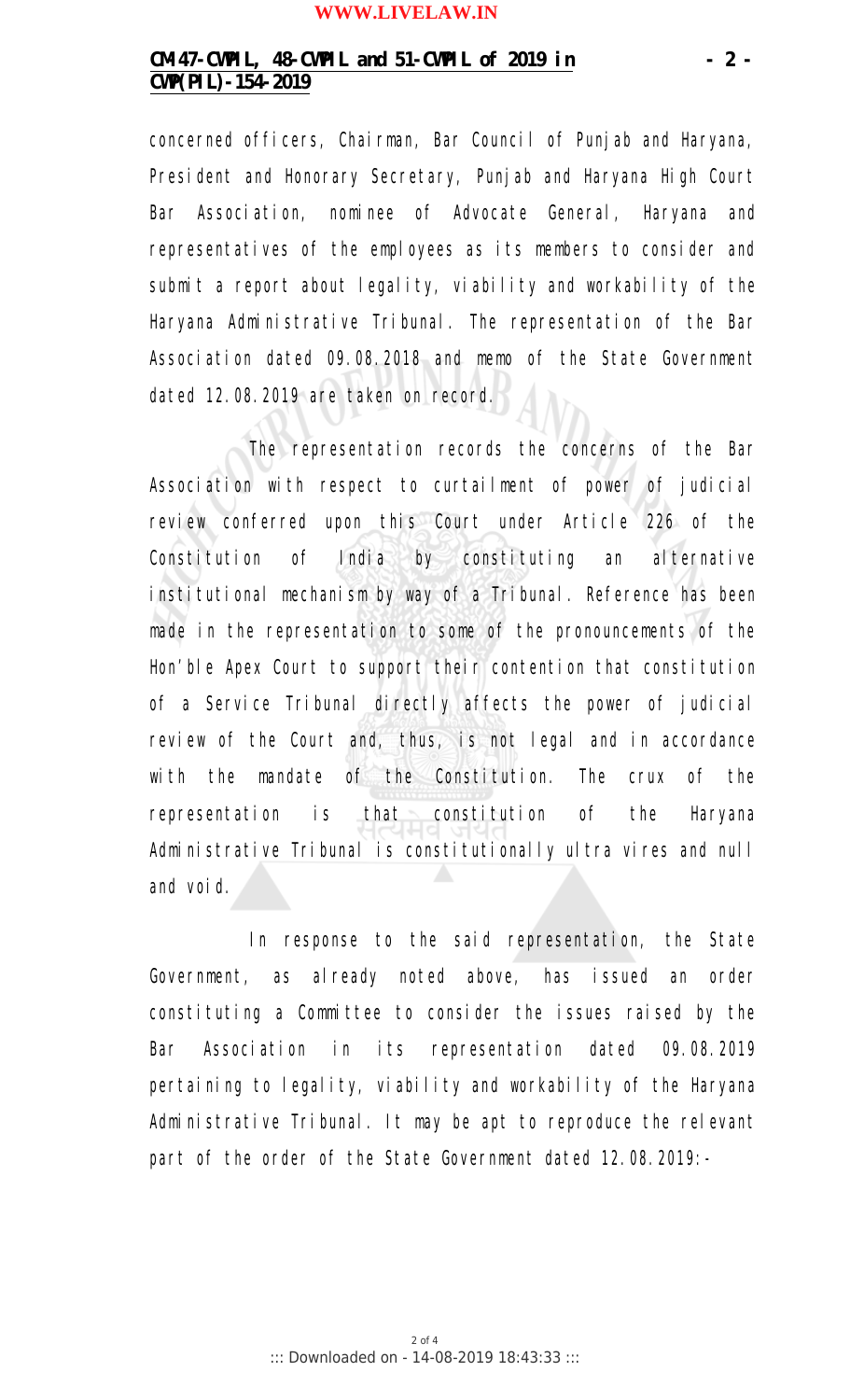concerned officers, Chairman, Bar Council of Punjab and Haryana, President and Honorary Secretary, Punjab and Haryana High Court Bar Association, nominee of Advocate General, Haryana and representatives of the employees as its members to consider and submit a report about legality, viability and workability of the Haryana Administrative Tribunal. The representation of the Bar Association dated 09.08.2018 and memo of the State Government dated 12.08.2019 are taken on record.

The representation records the concerns of the Bar Association with respect to curtailment of power of judicial review conferred upon this Court under Article 226 of the Constitution of India by constituting an alternative institutional mechanism by way of a Tribunal. Reference has been made in the representation to some of the pronouncements of the Hon'ble Apex Court to support their contention that constitution of a Service Tribunal directly affects the power of judicial review of the Court and, thus, is not legal and in accordance with the mandate of the Constitution. The crux of the representation is that constitution of the Haryana Administrative Tribunal is constitutionally ultra vires and null and void.

In response to the said representation, the State Government, as already noted above, has issued an order constituting a Committee to consider the issues raised by the Bar Association in its representation dated 09.08.2019 pertaining to legality, viability and workability of the Haryana Administrative Tribunal. It may be apt to reproduce the relevant part of the order of the State Government dated 12.08.2019:-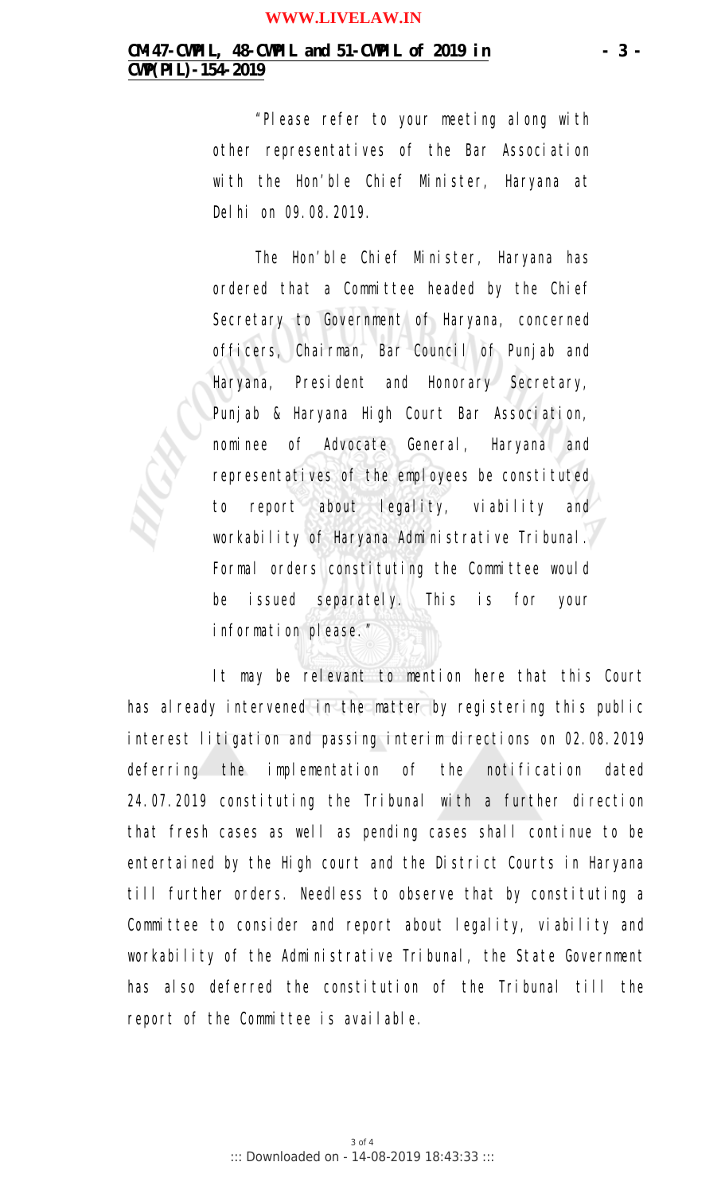"Please refer to your meeting along with other representatives of the Bar Association with the Hon'ble Chief Minister, Haryana at Delhi on 09.08.2019.

The Hon'ble Chief Minister, Haryana has ordered that a Committee headed by the Chief Secretary to Government of Haryana, concerned officers, Chairman, Bar Council of Punjab and Haryana, President and Honorary Secretary, Punjab & Haryana High Court Bar Association, nominee of Advocate General, Haryana and representatives of the employees be constituted to report about legality, viability and workability of Haryana Administrative Tribunal. Formal orders constituting the Committee would be issued separately. This is for your information please."

It may be relevant to mention here that this Court has already intervened in the matter by registering this public interest litigation and passing interim directions on 02.08.2019 deferring the implementation of the notification dated 24.07.2019 constituting the Tribunal with a further direction that fresh cases as well as pending cases shall continue to be entertained by the High court and the District Courts in Haryana till further orders. Needless to observe that by constituting a Committee to consider and report about legality, viability and workability of the Administrative Tribunal, the State Government has also deferred the constitution of the Tribunal till the report of the Committee is available.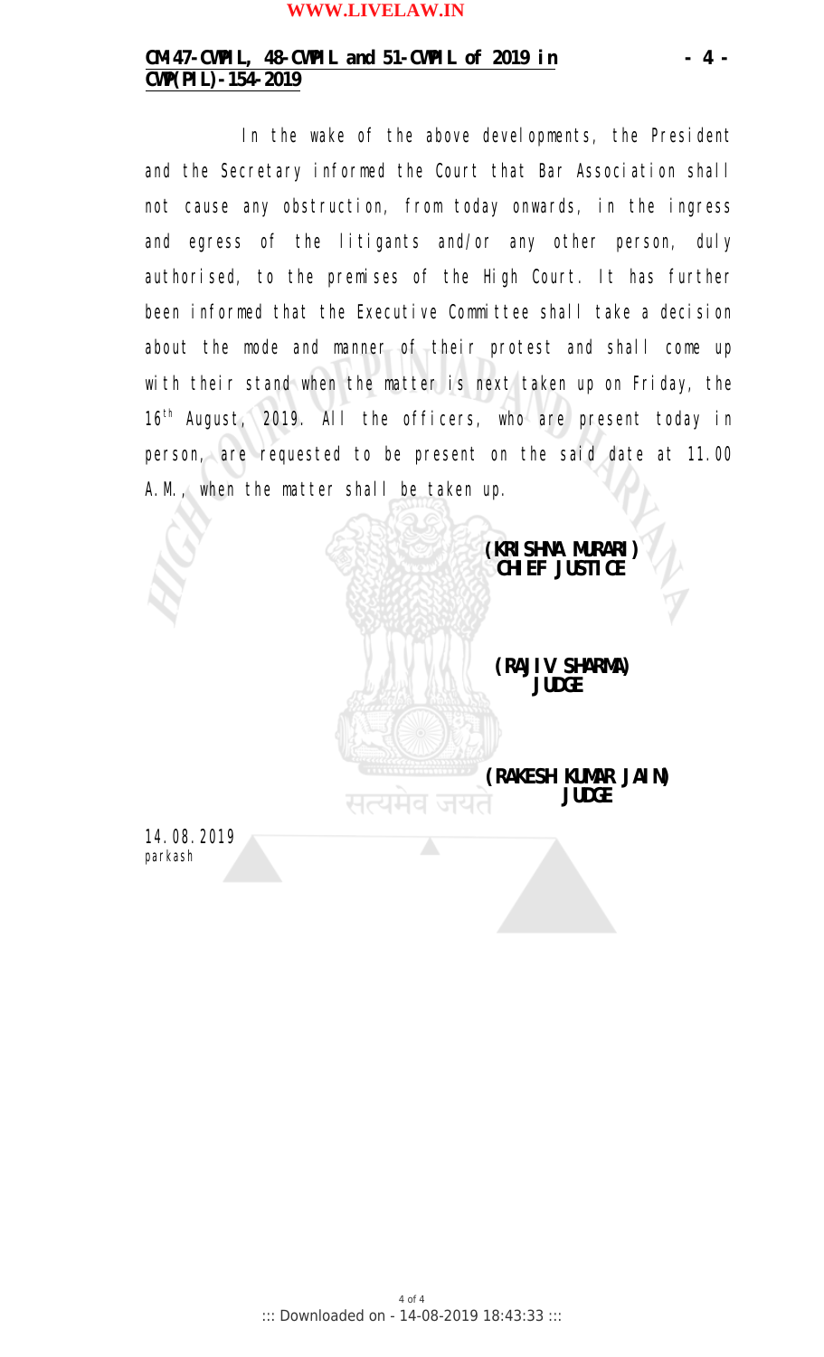In the wake of the above developments, the President and the Secretary informed the Court that Bar Association shall not cause any obstruction, from today onwards, in the ingress and egress of the litigants and/or any other person, duly authorised, to the premises of the High Court. It has further been informed that the Executive Committee shall take a decision about the mode and manner of their protest and shall come up with their stand when the matter is next taken up on Friday, the 16th August, 2019. All the officers, who are present today in person, are requested to be present on the said date at 11.00 A.M., when the matter shall be taken up.

**(KRISHNA MURARI)**
**CHIEF JUSTICE**

**(RAJIV SHARMA)**
**JUDGE**

**(RAKESH KUMAR JAIN)**
**JUDGE**

14.08.2019
parkash